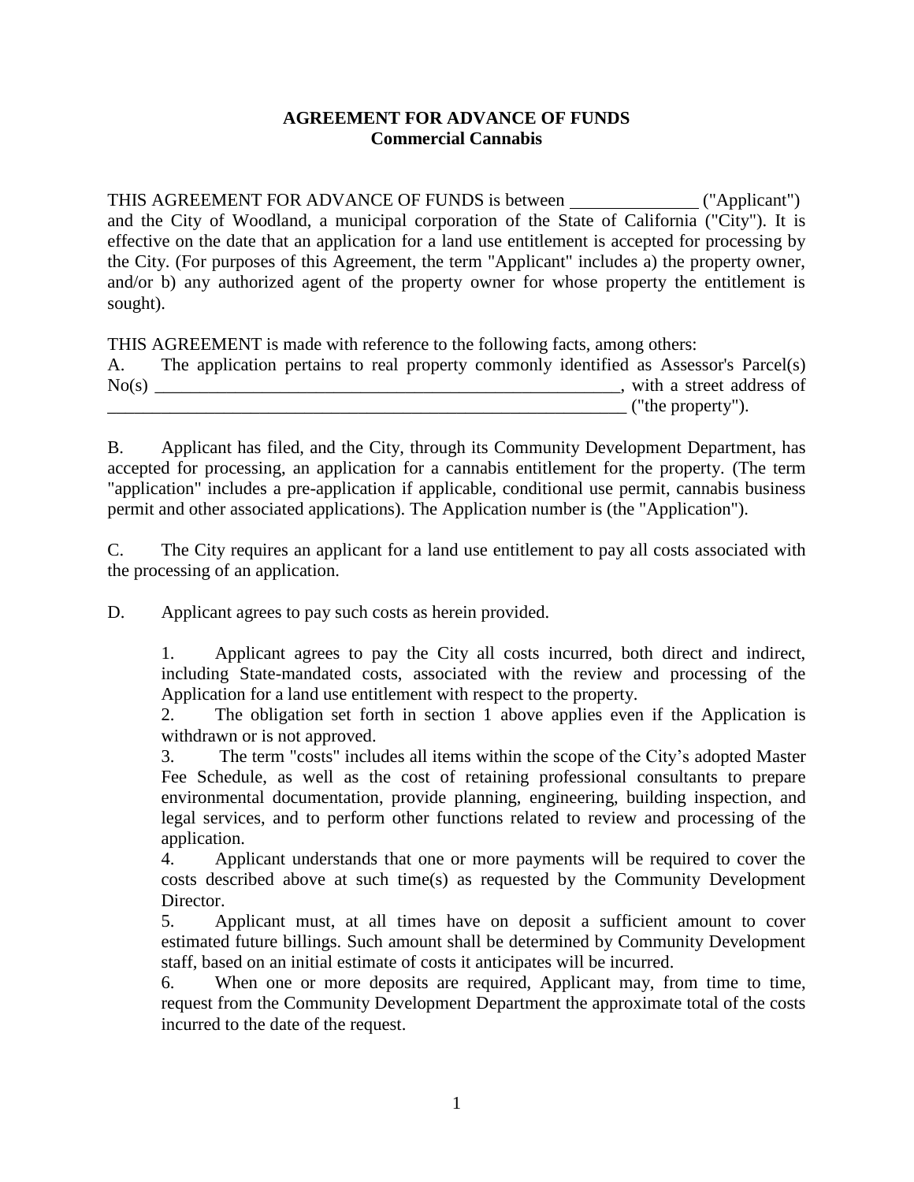**AGREEMENT FOR ADVANCE OF FUNDS**
**Commercial Cannabis**

THIS AGREEMENT FOR ADVANCE OF FUNDS is between ______________ ("Applicant") and the City of Woodland, a municipal corporation of the State of California ("City"). It is effective on the date that an application for a land use entitlement is accepted for processing by the City. (For purposes of this Agreement, the term "Applicant" includes a) the property owner, and/or b) any authorized agent of the property owner for whose property the entitlement is sought).

THIS AGREEMENT is made with reference to the following facts, among others:

A. The application pertains to real property commonly identified as Assessor's Parcel(s) No(s) ______________________________________________________, with a street address of ____________________________________________________________ ("the property").

B. Applicant has filed, and the City, through its Community Development Department, has accepted for processing, an application for a cannabis entitlement for the property. (The term "application" includes a pre-application if applicable, conditional use permit, cannabis business permit and other associated applications). The Application number is (the "Application").

C. The City requires an applicant for a land use entitlement to pay all costs associated with the processing of an application.

D. Applicant agrees to pay such costs as herein provided.

1. Applicant agrees to pay the City all costs incurred, both direct and indirect, including State-mandated costs, associated with the review and processing of the Application for a land use entitlement with respect to the property.
2. The obligation set forth in section 1 above applies even if the Application is withdrawn or is not approved.
3. The term "costs" includes all items within the scope of the City's adopted Master Fee Schedule, as well as the cost of retaining professional consultants to prepare environmental documentation, provide planning, engineering, building inspection, and legal services, and to perform other functions related to review and processing of the application.
4. Applicant understands that one or more payments will be required to cover the costs described above at such time(s) as requested by the Community Development Director.
5. Applicant must, at all times have on deposit a sufficient amount to cover estimated future billings. Such amount shall be determined by Community Development staff, based on an initial estimate of costs it anticipates will be incurred.
6. When one or more deposits are required, Applicant may, from time to time, request from the Community Development Department the approximate total of the costs incurred to the date of the request.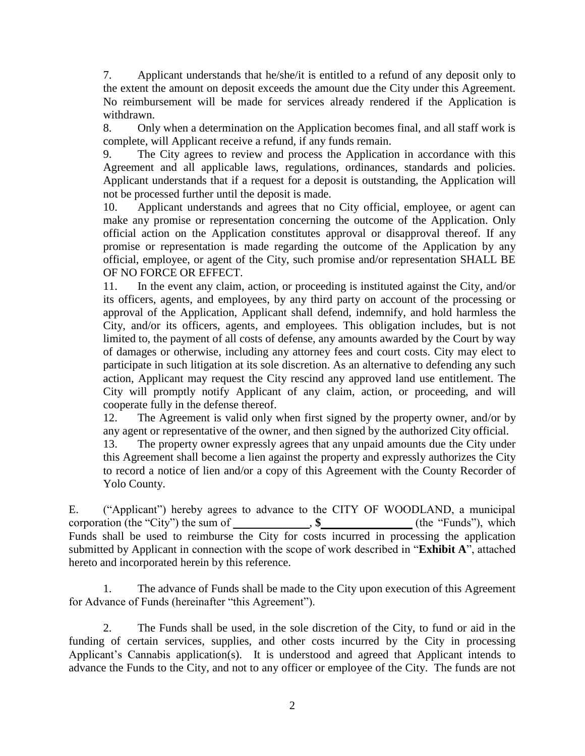7. Applicant understands that he/she/it is entitled to a refund of any deposit only to the extent the amount on deposit exceeds the amount due the City under this Agreement. No reimbursement will be made for services already rendered if the Application is withdrawn.

8. Only when a determination on the Application becomes final, and all staff work is complete, will Applicant receive a refund, if any funds remain.

9. The City agrees to review and process the Application in accordance with this Agreement and all applicable laws, regulations, ordinances, standards and policies. Applicant understands that if a request for a deposit is outstanding, the Application will not be processed further until the deposit is made.

10. Applicant understands and agrees that no City official, employee, or agent can make any promise or representation concerning the outcome of the Application. Only official action on the Application constitutes approval or disapproval thereof. If any promise or representation is made regarding the outcome of the Application by any official, employee, or agent of the City, such promise and/or representation SHALL BE OF NO FORCE OR EFFECT.

11. In the event any claim, action, or proceeding is instituted against the City, and/or its officers, agents, and employees, by any third party on account of the processing or approval of the Application, Applicant shall defend, indemnify, and hold harmless the City, and/or its officers, agents, and employees. This obligation includes, but is not limited to, the payment of all costs of defense, any amounts awarded by the Court by way of damages or otherwise, including any attorney fees and court costs. City may elect to participate in such litigation at its sole discretion. As an alternative to defending any such action, Applicant may request the City rescind any approved land use entitlement. The City will promptly notify Applicant of any claim, action, or proceeding, and will cooperate fully in the defense thereof.

12. The Agreement is valid only when first signed by the property owner, and/or by any agent or representative of the owner, and then signed by the authorized City official.

13. The property owner expressly agrees that any unpaid amounts due the City under this Agreement shall become a lien against the property and expressly authorizes the City to record a notice of lien and/or a copy of this Agreement with the County Recorder of Yolo County.

E. ("Applicant") hereby agrees to advance to the CITY OF WOODLAND, a municipal corporation (the "City") the sum of \_\_\_\_\_\_\_\_\_\_\_\_\_\_, **$**\_\_\_\_\_\_\_\_\_\_\_\_\_\_\_\_ (the "Funds"), which Funds shall be used to reimburse the City for costs incurred in processing the application submitted by Applicant in connection with the scope of work described in "**Exhibit A**", attached hereto and incorporated herein by this reference.

1. The advance of Funds shall be made to the City upon execution of this Agreement for Advance of Funds (hereinafter "this Agreement").

2. The Funds shall be used, in the sole discretion of the City, to fund or aid in the funding of certain services, supplies, and other costs incurred by the City in processing Applicant's Cannabis application(s). It is understood and agreed that Applicant intends to advance the Funds to the City, and not to any officer or employee of the City. The funds are not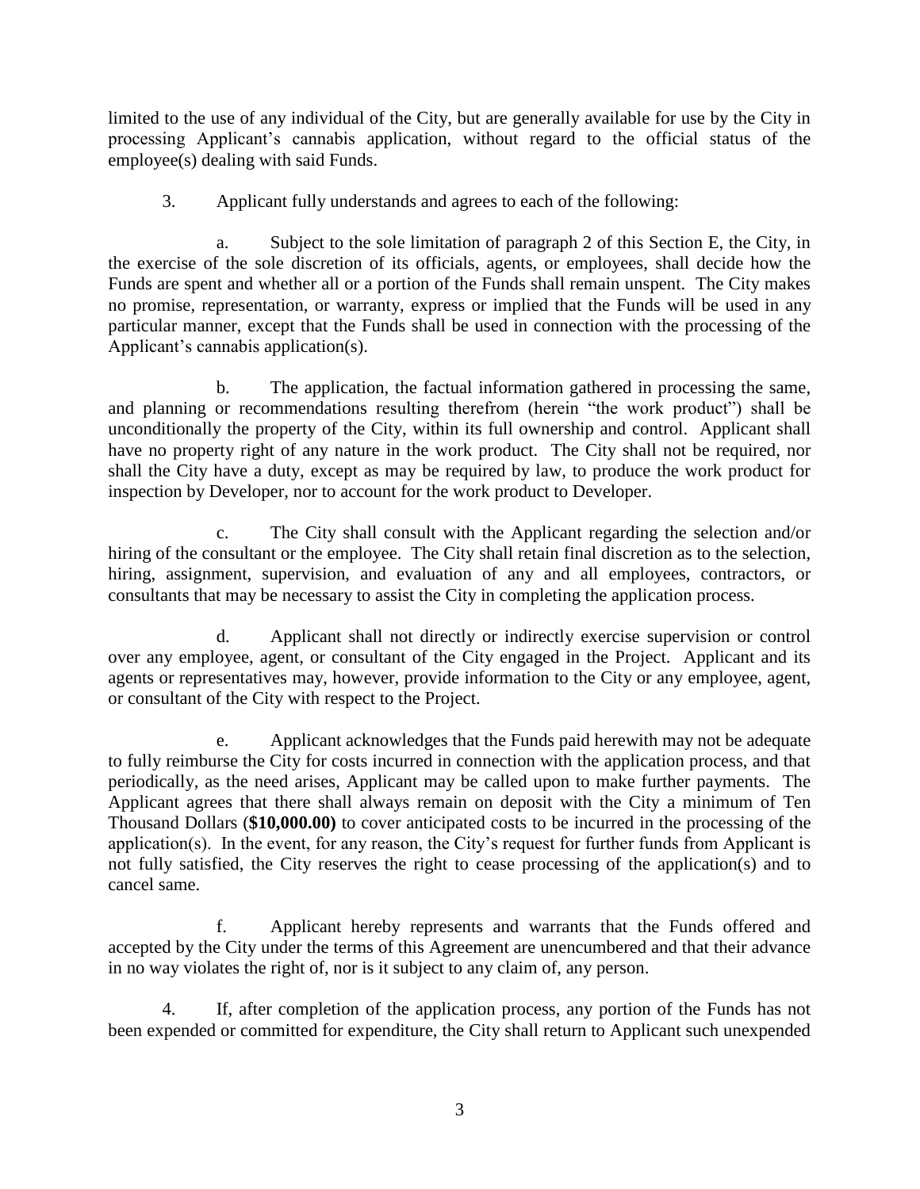limited to the use of any individual of the City, but are generally available for use by the City in processing Applicant's cannabis application, without regard to the official status of the employee(s) dealing with said Funds.

3. Applicant fully understands and agrees to each of the following:

a. Subject to the sole limitation of paragraph 2 of this Section E, the City, in the exercise of the sole discretion of its officials, agents, or employees, shall decide how the Funds are spent and whether all or a portion of the Funds shall remain unspent. The City makes no promise, representation, or warranty, express or implied that the Funds will be used in any particular manner, except that the Funds shall be used in connection with the processing of the Applicant's cannabis application(s).

b. The application, the factual information gathered in processing the same, and planning or recommendations resulting therefrom (herein "the work product") shall be unconditionally the property of the City, within its full ownership and control. Applicant shall have no property right of any nature in the work product. The City shall not be required, nor shall the City have a duty, except as may be required by law, to produce the work product for inspection by Developer, nor to account for the work product to Developer.

c. The City shall consult with the Applicant regarding the selection and/or hiring of the consultant or the employee. The City shall retain final discretion as to the selection, hiring, assignment, supervision, and evaluation of any and all employees, contractors, or consultants that may be necessary to assist the City in completing the application process.

d. Applicant shall not directly or indirectly exercise supervision or control over any employee, agent, or consultant of the City engaged in the Project. Applicant and its agents or representatives may, however, provide information to the City or any employee, agent, or consultant of the City with respect to the Project.

e. Applicant acknowledges that the Funds paid herewith may not be adequate to fully reimburse the City for costs incurred in connection with the application process, and that periodically, as the need arises, Applicant may be called upon to make further payments. The Applicant agrees that there shall always remain on deposit with the City a minimum of Ten Thousand Dollars (**$10,000.00)** to cover anticipated costs to be incurred in the processing of the application(s). In the event, for any reason, the City's request for further funds from Applicant is not fully satisfied, the City reserves the right to cease processing of the application(s) and to cancel same.

f. Applicant hereby represents and warrants that the Funds offered and accepted by the City under the terms of this Agreement are unencumbered and that their advance in no way violates the right of, nor is it subject to any claim of, any person.

4. If, after completion of the application process, any portion of the Funds has not been expended or committed for expenditure, the City shall return to Applicant such unexpended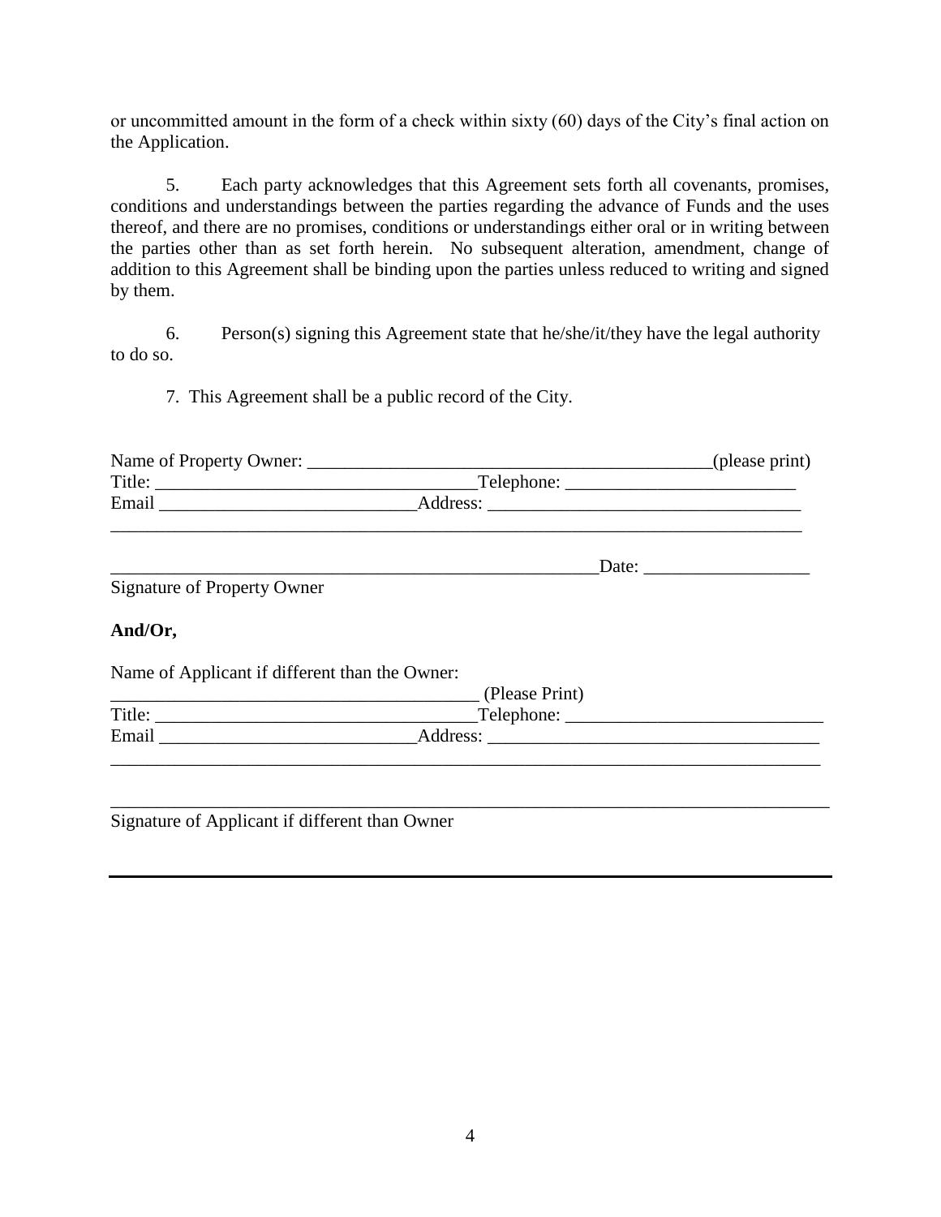or uncommitted amount in the form of a check within sixty (60) days of the City's final action on the Application.

5. Each party acknowledges that this Agreement sets forth all covenants, promises, conditions and understandings between the parties regarding the advance of Funds and the uses thereof, and there are no promises, conditions or understandings either oral or in writing between the parties other than as set forth herein. No subsequent alteration, amendment, change of addition to this Agreement shall be binding upon the parties unless reduced to writing and signed by them.

6. Person(s) signing this Agreement state that he/she/it/they have the legal authority to do so.

7. This Agreement shall be a public record of the City.

Name of Property Owner: _____________________________________________(please print)
Title: ___________________________________Telephone: _________________________
Email ___________________________Address: ________________________________
_____________________________________________________________________________

_____________________________________________________Date: __________________
Signature of Property Owner

**And/Or,**

Name of Applicant if different than the Owner:
_______________________________________ (Please Print)
Title: ___________________________________Telephone: ____________________________
Email ___________________________Address: ___________________________________
_______________________________________________________________________________

_______________________________________________________________________________
Signature of Applicant if different than Owner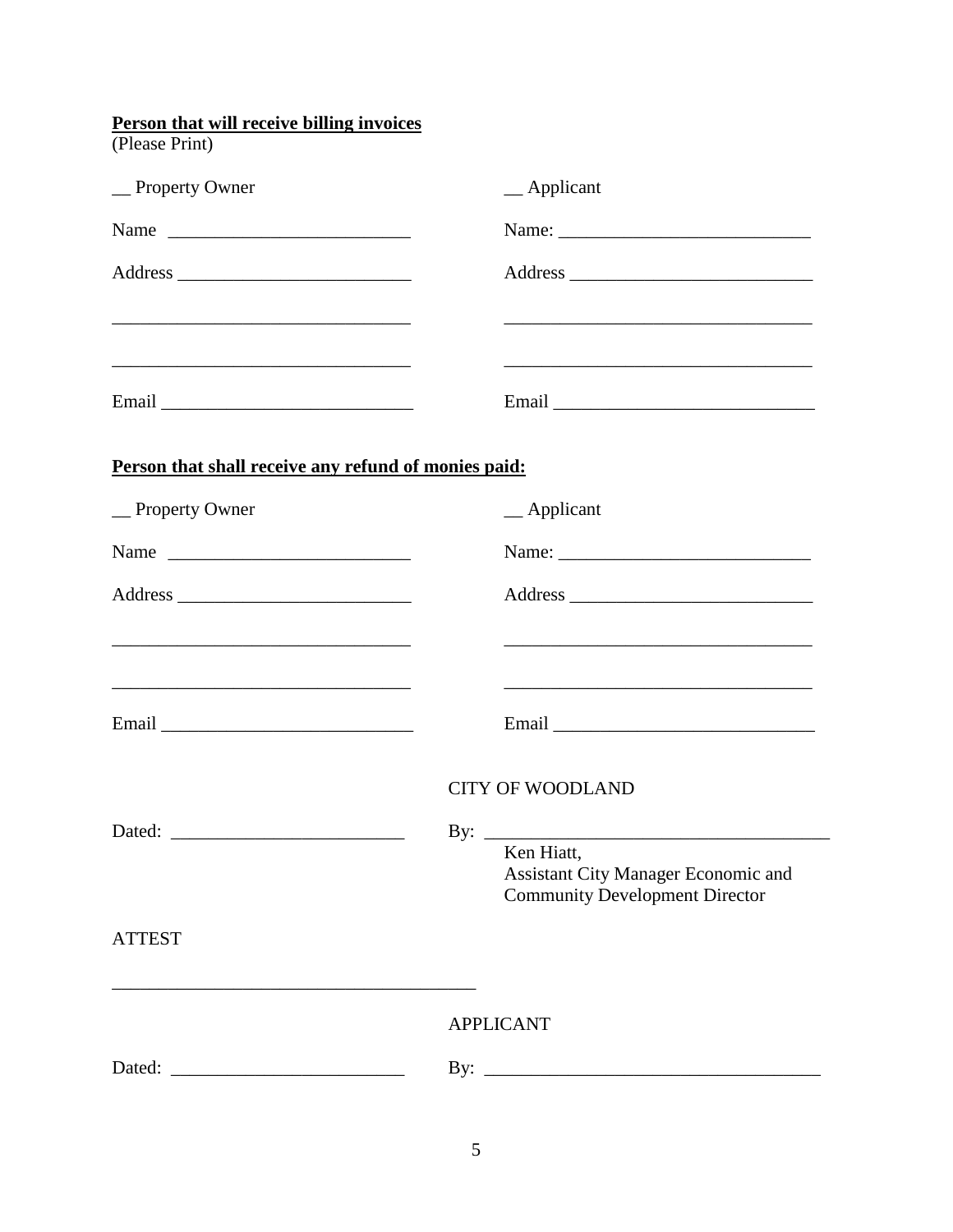**Person that will receive billing invoices**
(Please Print)

| __ Property Owner | __ Applicant |
|---|---|
| Name ___________________________ | Name: ____________________________ |
| Address __________________________ | Address ___________________________ |
| __________________________________ | ___________________________________ |
| __________________________________ | ___________________________________ |
| Email ____________________________ | Email _____________________________ |

**Person that shall receive any refund of monies paid:**

| __ Property Owner | __ Applicant |
|---|---|
| Name ___________________________ | Name: ____________________________ |
| Address __________________________ | Address ___________________________ |
| __________________________________ | ___________________________________ |
| __________________________________ | ___________________________________ |
| Email ____________________________ | Email _____________________________ |

CITY OF WOODLAND

Dated: ___________________________

By: ______________________________________
Ken Hiatt,
Assistant City Manager Economic and
Community Development Director

ATTEST

_________________________________________

APPLICANT

Dated: ___________________________

By: ______________________________________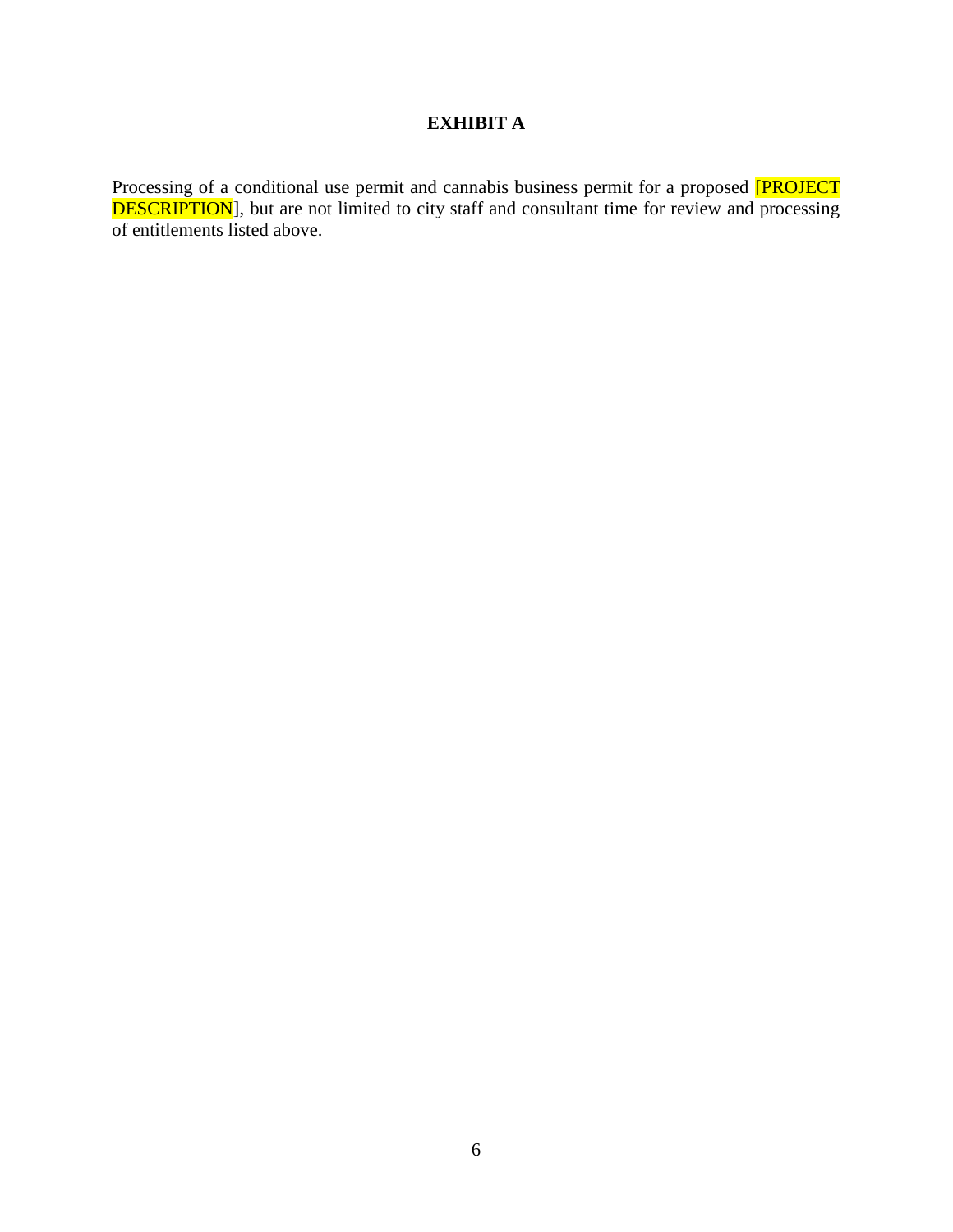**EXHIBIT A**

Processing of a conditional use permit and cannabis business permit for a proposed [PROJECT DESCRIPTION], but are not limited to city staff and consultant time for review and processing of entitlements listed above.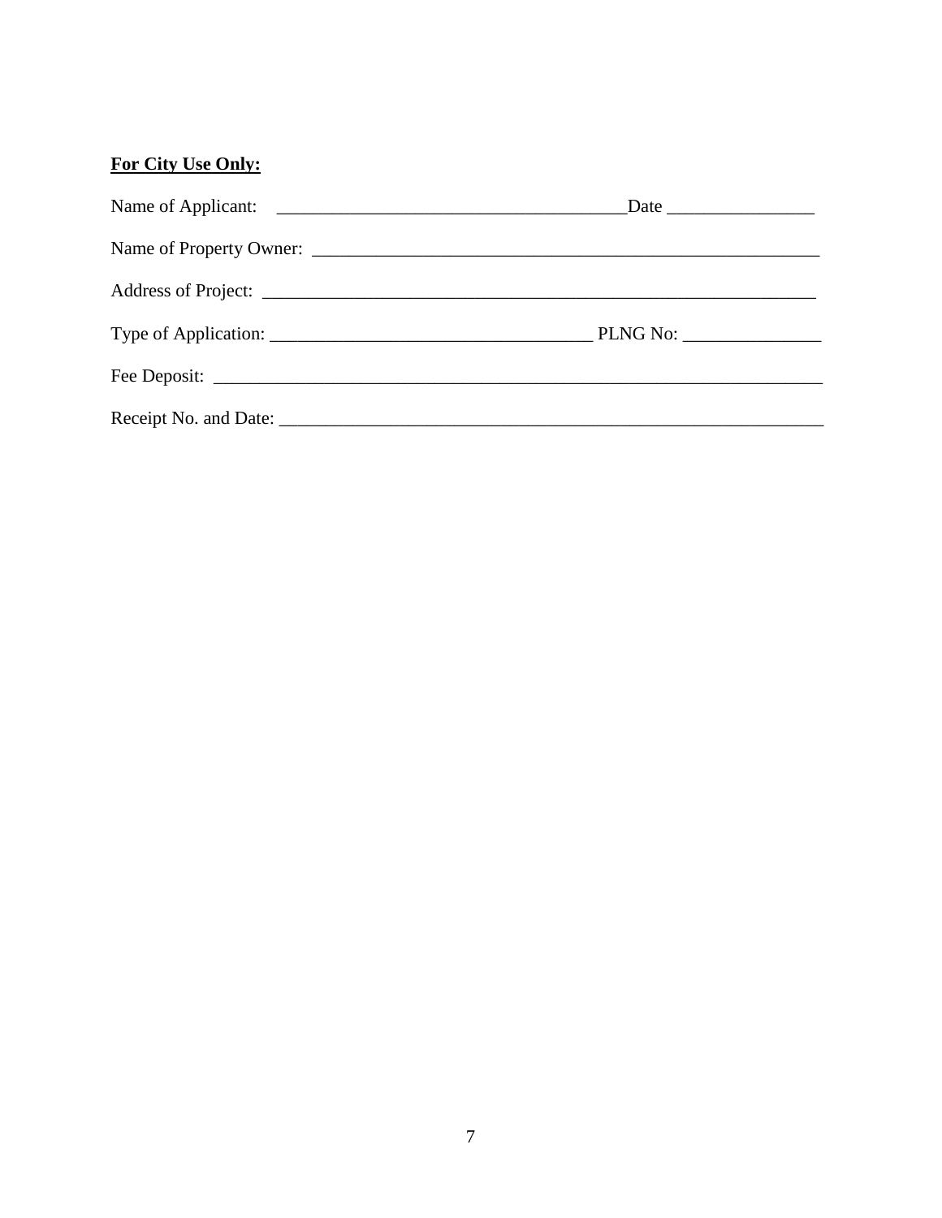**For City Use Only:**

Name of Applicant: \_\_\_\_\_\_\_\_\_\_\_\_\_\_\_\_\_\_\_\_\_\_\_\_\_\_\_\_\_\_\_\_\_\_\_\_\_\_ Date \_\_\_\_\_\_\_\_\_\_\_\_\_\_\_\_

Name of Property Owner: \_\_\_\_\_\_\_\_\_\_\_\_\_\_\_\_\_\_\_\_\_\_\_\_\_\_\_\_\_\_\_\_\_\_\_\_\_\_\_\_\_\_\_\_\_\_\_\_\_\_\_\_\_\_\_

Address of Project: \_\_\_\_\_\_\_\_\_\_\_\_\_\_\_\_\_\_\_\_\_\_\_\_\_\_\_\_\_\_\_\_\_\_\_\_\_\_\_\_\_\_\_\_\_\_\_\_\_\_\_\_\_\_\_\_\_\_\_\_\_

Type of Application: \_\_\_\_\_\_\_\_\_\_\_\_\_\_\_\_\_\_\_\_\_\_\_\_\_\_\_\_\_\_\_\_\_\_\_\_ PLNG No: \_\_\_\_\_\_\_\_\_\_\_\_\_\_\_

Fee Deposit: \_\_\_\_\_\_\_\_\_\_\_\_\_\_\_\_\_\_\_\_\_\_\_\_\_\_\_\_\_\_\_\_\_\_\_\_\_\_\_\_\_\_\_\_\_\_\_\_\_\_\_\_\_\_\_\_\_\_\_\_\_\_\_\_\_\_

Receipt No. and Date: \_\_\_\_\_\_\_\_\_\_\_\_\_\_\_\_\_\_\_\_\_\_\_\_\_\_\_\_\_\_\_\_\_\_\_\_\_\_\_\_\_\_\_\_\_\_\_\_\_\_\_\_\_\_\_\_\_\_\_\_\_